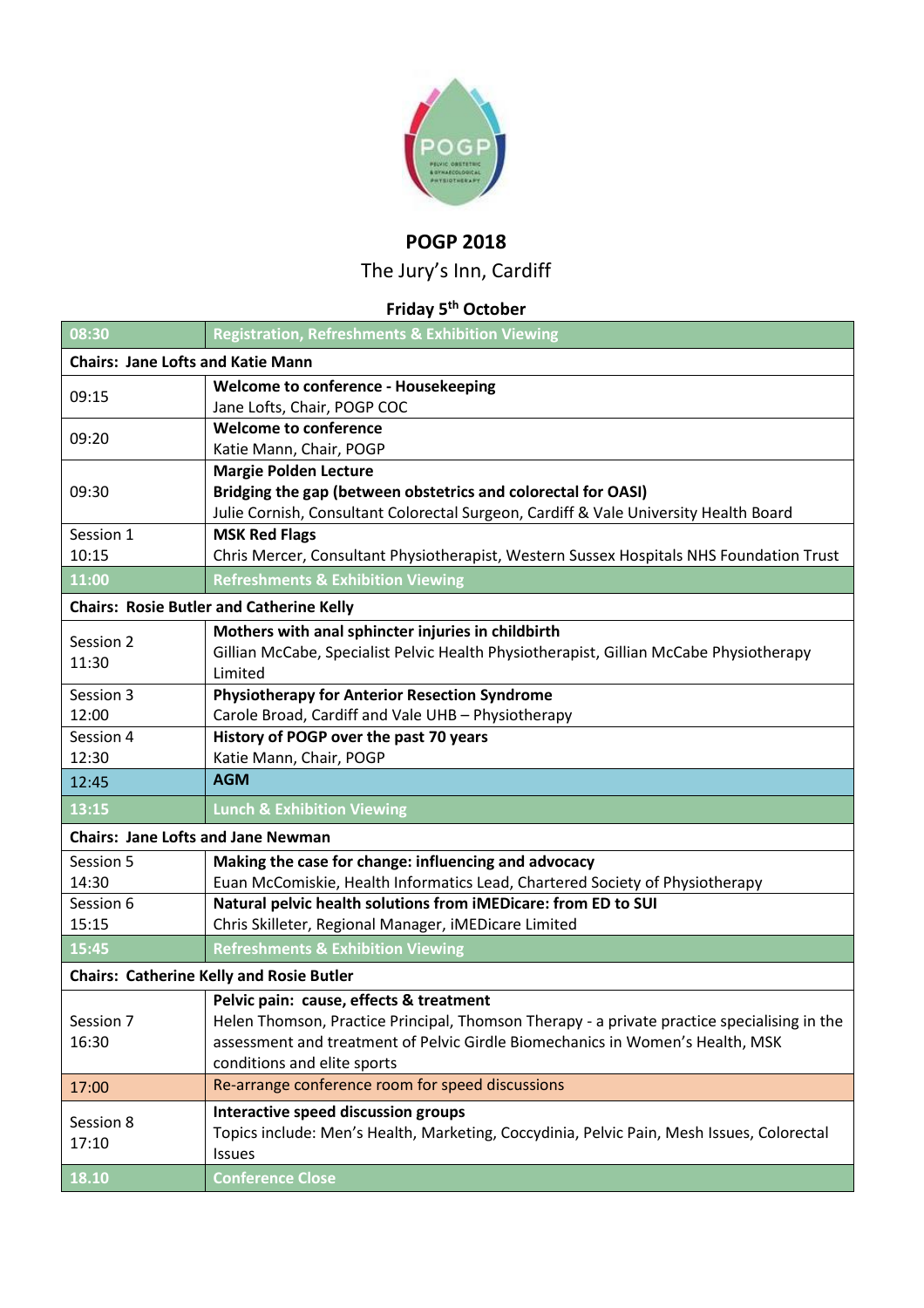# POGP 2018

The Jury's Inn, Cardiff

**Friday 5th October**

| 08:30 | Registration, Refreshments & Exhibition Viewing |
|---|---|
| **Chairs: Jane Lofts and Katie Mann** | |
| 09:15 | **Welcome to conference - Housekeeping**<br>Jane Lofts, Chair, POGP COC |
| 09:20 | **Welcome to conference**<br>Katie Mann, Chair, POGP |
| 09:30 | **Margie Polden Lecture**<br>**Bridging the gap (between obstetrics and colorectal for OASI)**<br>Julie Cornish, Consultant Colorectal Surgeon, Cardiff & Vale University Health Board |
| Session 1<br>10:15 | **MSK Red Flags**<br>Chris Mercer, Consultant Physiotherapist, Western Sussex Hospitals NHS Foundation Trust |
| 11:00 | Refreshments & Exhibition Viewing |
| **Chairs: Rosie Butler and Catherine Kelly** | |
| Session 2<br>11:30 | **Mothers with anal sphincter injuries in childbirth**<br>Gillian McCabe, Specialist Pelvic Health Physiotherapist, Gillian McCabe Physiotherapy Limited |
| Session 3<br>12:00 | **Physiotherapy for Anterior Resection Syndrome**<br>Carole Broad, Cardiff and Vale UHB – Physiotherapy |
| Session 4<br>12:30 | **History of POGP over the past 70 years**<br>Katie Mann, Chair, POGP |
| 12:45 | **AGM** |
| 13:15 | Lunch & Exhibition Viewing |
| **Chairs: Jane Lofts and Jane Newman** | |
| Session 5<br>14:30 | **Making the case for change: influencing and advocacy**<br>Euan McComiskie, Health Informatics Lead, Chartered Society of Physiotherapy |
| Session 6<br>15:15 | **Natural pelvic health solutions from iMEDicare: from ED to SUI**<br>Chris Skilleter, Regional Manager, iMEDicare Limited |
| 15:45 | Refreshments & Exhibition Viewing |
| **Chairs: Catherine Kelly and Rosie Butler** | |
| Session 7<br>16:30 | **Pelvic pain: cause, effects & treatment**<br>Helen Thomson, Practice Principal, Thomson Therapy - a private practice specialising in the assessment and treatment of Pelvic Girdle Biomechanics in Women's Health, MSK conditions and elite sports |
| 17:00 | Re-arrange conference room for speed discussions |
| Session 8<br>17:10 | **Interactive speed discussion groups**<br>Topics include: Men's Health, Marketing, Coccydinia, Pelvic Pain, Mesh Issues, Colorectal Issues |
| 18.10 | Conference Close |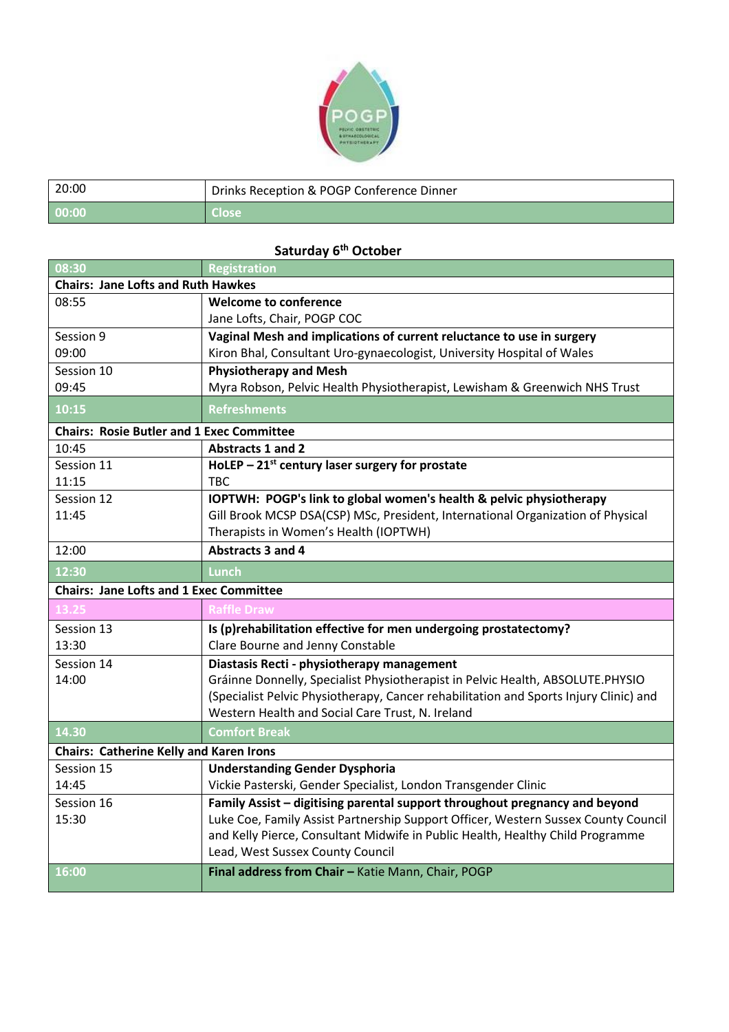| | |
|---|---|
| 20:00 | Drinks Reception & POGP Conference Dinner |
| 00:00 | Close |

## Saturday 6th October

| | |
|---|---|
| 08:30 | Registration |
| **Chairs: Jane Lofts and Ruth Hawkes** | |
| 08:55 | **Welcome to conference**<br>Jane Lofts, Chair, POGP COC |
| Session 9<br>09:00 | **Vaginal Mesh and implications of current reluctance to use in surgery**<br>Kiron Bhal, Consultant Uro-gynaecologist, University Hospital of Wales |
| Session 10<br>09:45 | **Physiotherapy and Mesh**<br>Myra Robson, Pelvic Health Physiotherapist, Lewisham & Greenwich NHS Trust |
| 10:15 | Refreshments |
| **Chairs: Rosie Butler and 1 Exec Committee** | |
| 10:45 | **Abstracts 1 and 2** |
| Session 11<br>11:15 | **HoLEP – 21st century laser surgery for prostate**<br>TBC |
| Session 12<br>11:45 | **IOPTWH: POGP's link to global women's health & pelvic physiotherapy**<br>Gill Brook MCSP DSA(CSP) MSc, President, International Organization of Physical Therapists in Women's Health (IOPTWH) |
| 12:00 | **Abstracts 3 and 4** |
| 12:30 | Lunch |
| **Chairs: Jane Lofts and 1 Exec Committee** | |
| 13.25 | Raffle Draw |
| Session 13<br>13:30 | **Is (p)rehabilitation effective for men undergoing prostatectomy?**<br>Clare Bourne and Jenny Constable |
| Session 14<br>14:00 | **Diastasis Recti - physiotherapy management**<br>Gráinne Donnelly, Specialist Physiotherapist in Pelvic Health, ABSOLUTE.PHYSIO (Specialist Pelvic Physiotherapy, Cancer rehabilitation and Sports Injury Clinic) and Western Health and Social Care Trust, N. Ireland |
| 14.30 | Comfort Break |
| **Chairs: Catherine Kelly and Karen Irons** | |
| Session 15<br>14:45 | **Understanding Gender Dysphoria**<br>Vickie Pasterski, Gender Specialist, London Transgender Clinic |
| Session 16<br>15:30 | **Family Assist – digitising parental support throughout pregnancy and beyond**<br>Luke Coe, Family Assist Partnership Support Officer, Western Sussex County Council and Kelly Pierce, Consultant Midwife in Public Health, Healthy Child Programme Lead, West Sussex County Council |
| 16:00 | **Final address from Chair –** Katie Mann, Chair, POGP |